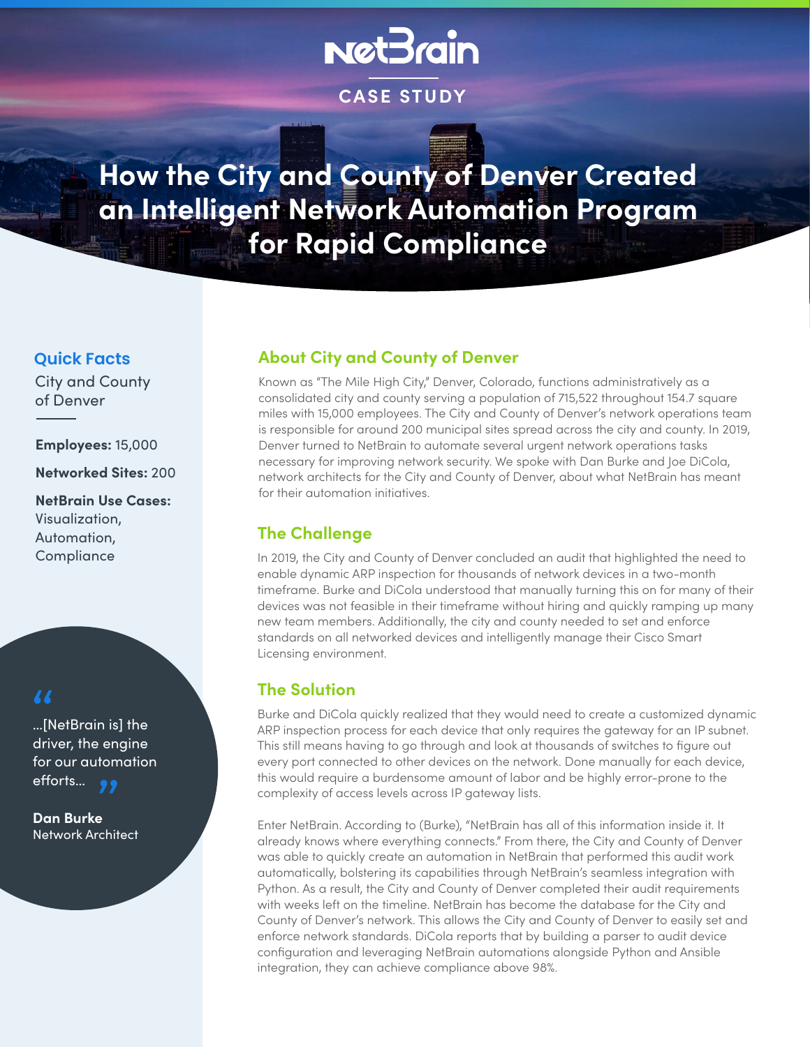NetBrain

CASE STUDY

# How the City and County of Denver Created an Intelligent Network Automation Program for Rapid Compliance

## Quick Facts

City and County of Denver

**Employees:** 15,000

**Networked Sites:** 200

**NetBrain Use Cases:** Visualization, Automation, Compliance

> "...[NetBrain is] the driver, the engine for our automation efforts..."
>
> **Dan Burke**
> Network Architect

## About City and County of Denver

Known as "The Mile High City," Denver, Colorado, functions administratively as a consolidated city and county serving a population of 715,522 throughout 154.7 square miles with 15,000 employees. The City and County of Denver's network operations team is responsible for around 200 municipal sites spread across the city and county. In 2019, Denver turned to NetBrain to automate several urgent network operations tasks necessary for improving network security. We spoke with Dan Burke and Joe DiCola, network architects for the City and County of Denver, about what NetBrain has meant for their automation initiatives.

## The Challenge

In 2019, the City and County of Denver concluded an audit that highlighted the need to enable dynamic ARP inspection for thousands of network devices in a two-month timeframe. Burke and DiCola understood that manually turning this on for many of their devices was not feasible in their timeframe without hiring and quickly ramping up many new team members. Additionally, the city and county needed to set and enforce standards on all networked devices and intelligently manage their Cisco Smart Licensing environment.

## The Solution

Burke and DiCola quickly realized that they would need to create a customized dynamic ARP inspection process for each device that only requires the gateway for an IP subnet. This still means having to go through and look at thousands of switches to figure out every port connected to other devices on the network. Done manually for each device, this would require a burdensome amount of labor and be highly error-prone to the complexity of access levels across IP gateway lists.

Enter NetBrain. According to (Burke), "NetBrain has all of this information inside it. It already knows where everything connects." From there, the City and County of Denver was able to quickly create an automation in NetBrain that performed this audit work automatically, bolstering its capabilities through NetBrain's seamless integration with Python. As a result, the City and County of Denver completed their audit requirements with weeks left on the timeline. NetBrain has become the database for the City and County of Denver's network. This allows the City and County of Denver to easily set and enforce network standards. DiCola reports that by building a parser to audit device configuration and leveraging NetBrain automations alongside Python and Ansible integration, they can achieve compliance above 98%.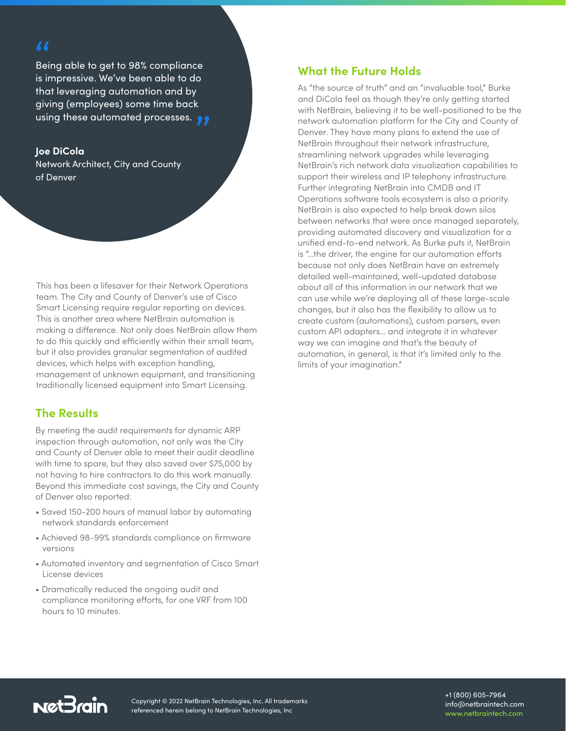> Being able to get to 98% compliance is impressive. We've been able to do that leveraging automation and by giving (employees) some time back using these automated processes.

**Joe DiCola**
Network Architect, City and County of Denver

This has been a lifesaver for their Network Operations team. The City and County of Denver's use of Cisco Smart Licensing require regular reporting on devices. This is another area where NetBrain automation is making a difference. Not only does NetBrain allow them to do this quickly and efficiently within their small team, but it also provides granular segmentation of audited devices, which helps with exception handling, management of unknown equipment, and transitioning traditionally licensed equipment into Smart Licensing.

## The Results

By meeting the audit requirements for dynamic ARP inspection through automation, not only was the City and County of Denver able to meet their audit deadline with time to spare, but they also saved over $75,000 by not having to hire contractors to do this work manually. Beyond this immediate cost savings, the City and County of Denver also reported:

- Saved 150-200 hours of manual labor by automating network standards enforcement
- Achieved 98-99% standards compliance on firmware versions
- Automated inventory and segmentation of Cisco Smart License devices
- Dramatically reduced the ongoing audit and compliance monitoring efforts, for one VRF from 100 hours to 10 minutes.

## What the Future Holds

As "the source of truth" and an "invaluable tool," Burke and DiCola feel as though they're only getting started with NetBrain, believing it to be well-positioned to be the network automation platform for the City and County of Denver. They have many plans to extend the use of NetBrain throughout their network infrastructure, streamlining network upgrades while leveraging NetBrain's rich network data visualization capabilities to support their wireless and IP telephony infrastructure. Further integrating NetBrain into CMDB and IT Operations software tools ecosystem is also a priority. NetBrain is also expected to help break down silos between networks that were once managed separately, providing automated discovery and visualization for a unified end-to-end network. As Burke puts it, NetBrain is "...the driver, the engine for our automation efforts because not only does NetBrain have an extremely detailed well-maintained, well-updated database about all of this information in our network that we can use while we're deploying all of these large-scale changes, but it also has the flexibility to allow us to create custom (automations), custom parsers, even custom API adapters... and integrate it in whatever way we can imagine and that's the beauty of automation, in general, is that it's limited only to the limits of your imagination."

NetBrain

Copyright © 2022 NetBrain Technologies, Inc. All trademarks referenced herein belong to NetBrain Technologies, Inc

+1 (800) 605-7964
info@netbraintech.com
www.netbraintech.com